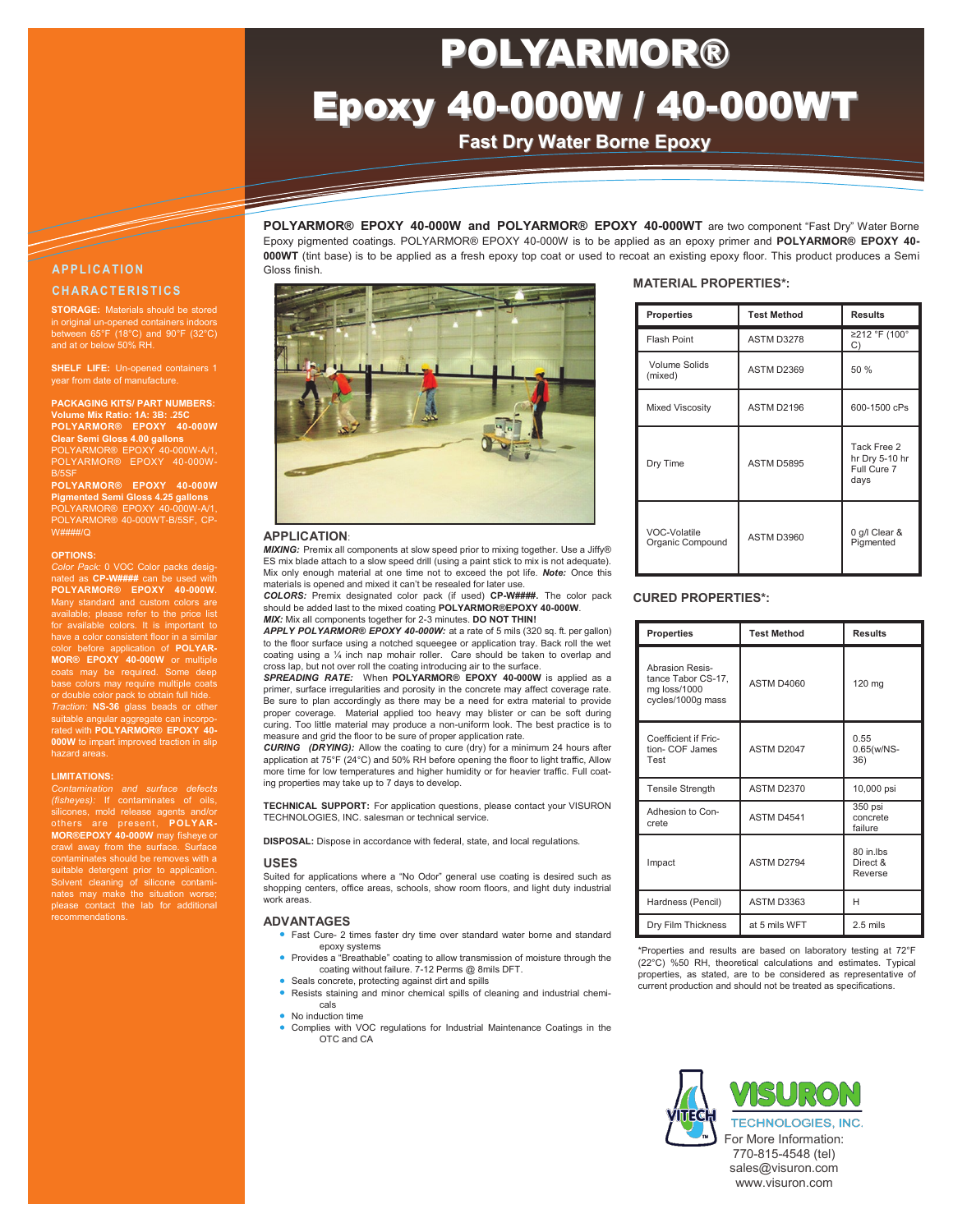# POLYARMOR® Epoxy 40-000W / 40-000WT

## Fast Dry Water Borne Epoxy

**POLYARMOR® EPOXY 40-000W and POLYARMOR® EPOXY 40-000WT** are two component "Fast Dry" Water Borne Epoxy pigmented coatings. POLYARMOR® EPOXY 40-000W is to be applied as an epoxy primer and **POLYARMOR® EPOXY 40-000WT** (tint base) is to be applied as a fresh epoxy top coat or used to recoat an existing epoxy floor. This product produces a Semi Gloss finish.

## APPLICATION CHARACTERISTICS

**STORAGE:** Materials should be stored in original un-opened containers indoors between 65°F (18°C) and 90°F (32°C) and at or below 50% RH.

**SHELF LIFE:** Un-opened containers 1 year from date of manufacture.

**PACKAGING KITS/ PART NUMBERS:**
**Volume Mix Ratio: 1A: 3B: .25C**
**POLYARMOR® EPOXY 40-000W Clear Semi Gloss 4.00 gallons**
POLYARMOR® EPOXY 40-000W-A/1, POLYARMOR® EPOXY 40-000W-B/5SF
**POLYARMOR® EPOXY 40-000W Pigmented Semi Gloss 4.25 gallons**
POLYARMOR® EPOXY 40-000W-A/1, POLYARMOR® 40-000WT-B/5SF, CP-W####/Q

**OPTIONS:**
*Color Pack:* 0 VOC Color packs designated as **CP-W####** can be used with **POLYARMOR® EPOXY 40-000W**. Many standard and custom colors are available; please refer to the price list for available colors. It is important to have a color consistent floor in a similar color before application of **POLYARMOR® EPOXY 40-000W** or multiple coats may be required. Some deep base colors may require multiple coats or double color pack to obtain full hide.
*Traction:* **NS-36** glass beads or other suitable angular aggregate can incorporated with **POLYARMOR® EPOXY 40-000W** to impart improved traction in slip hazard areas.

**LIMITATIONS:**
*Contamination and surface defects (fisheyes):* If contaminates of oils, silicones, mold release agents and/or others are present, **POLYARMOR®EPOXY 40-000W** may fisheye or crawl away from the surface. Surface contaminates should be removes with a suitable detergent prior to application. Solvent cleaning of silicone contaminates may make the situation worse; please contact the lab for additional recommendations.

## APPLICATION:

***MIXING:*** Premix all components at slow speed prior to mixing together. Use a Jiffy® ES mix blade attach to a slow speed drill (using a paint stick to mix is not adequate). Mix only enough material at one time not to exceed the pot life. ***Note:*** Once this materials is opened and mixed it can't be resealed for later use.
***COLORS:*** Premix designated color pack (if used) **CP-W####.** The color pack should be added last to the mixed coating **POLYARMOR®EPOXY 40-000W**.
***MIX:*** Mix all components together for 2-3 minutes. **DO NOT THIN!**
***APPLY POLYARMOR® EPOXY 40-000W:*** at a rate of 5 mils (320 sq. ft. per gallon) to the floor surface using a notched squeegee or application tray. Back roll the wet coating using a ¼ inch nap mohair roller. Care should be taken to overlap and cross lap, but not over roll the coating introducing air to the surface.
***SPREADING RATE:*** When **POLYARMOR® EPOXY 40-000W** is applied as a primer, surface irregularities and porosity in the concrete may affect coverage rate. Be sure to plan accordingly as there may be a need for extra material to provide proper coverage. Material applied too heavy may blister or can be soft during curing. Too little material may produce a non-uniform look. The best practice is to measure and grid the floor to be sure of proper application rate.
***CURING (DRYING):*** Allow the coating to cure (dry) for a minimum 24 hours after application at 75°F (24°C) and 50% RH before opening the floor to light traffic, Allow more time for low temperatures and higher humidity or for heavier traffic. Full coating properties may take up to 7 days to develop.

**TECHNICAL SUPPORT:** For application questions, please contact your VISURON TECHNOLOGIES, INC. salesman or technical service.

**DISPOSAL:** Dispose in accordance with federal, state, and local regulations.

## USES

Suited for applications where a "No Odor" general use coating is desired such as shopping centers, office areas, schools, show room floors, and light duty industrial work areas.

## ADVANTAGES

- Fast Cure- 2 times faster dry time over standard water borne and standard epoxy systems
- Provides a "Breathable" coating to allow transmission of moisture through the coating without failure. 7-12 Perms @ 8mils DFT.
- Seals concrete, protecting against dirt and spills
- Resists staining and minor chemical spills of cleaning and industrial chemicals
- No induction time
- Complies with VOC regulations for Industrial Maintenance Coatings in the OTC and CA

## MATERIAL PROPERTIES*:

| Properties | Test Method | Results |
|---|---|---|
| Flash Point | ASTM D3278 | ≥212 °F (100° C) |
| Volume Solids (mixed) | ASTM D2369 | 50 % |
| Mixed Viscosity | ASTM D2196 | 600-1500 cPs |
| Dry Time | ASTM D5895 | Tack Free 2 hr Dry 5-10 hr Full Cure 7 days |
| VOC-Volatile Organic Compound | ASTM D3960 | 0 g/l Clear & Pigmented |

## CURED PROPERTIES*:

| Properties | Test Method | Results |
|---|---|---|
| Abrasion Resistance Tabor CS-17, mg loss/1000 cycles/1000g mass | ASTM D4060 | 120 mg |
| Coefficient if Friction- COF James Test | ASTM D2047 | 0.55 0.65(w/NS-36) |
| Tensile Strength | ASTM D2370 | 10,000 psi |
| Adhesion to Concrete | ASTM D4541 | 350 psi concrete failure |
| Impact | ASTM D2794 | 80 in.lbs Direct & Reverse |
| Hardness (Pencil) | ASTM D3363 | H |
| Dry Film Thickness | at 5 mils WFT | 2.5 mils |

*Properties and results are based on laboratory testing at 72°F (22°C) %50 RH, theoretical calculations and estimates. Typical properties, as stated, are to be considered as representative of current production and should not be treated as specifications.

VISURON TECHNOLOGIES, INC.
For More Information:
770-815-4548 (tel)
sales@visuron.com
www.visuron.com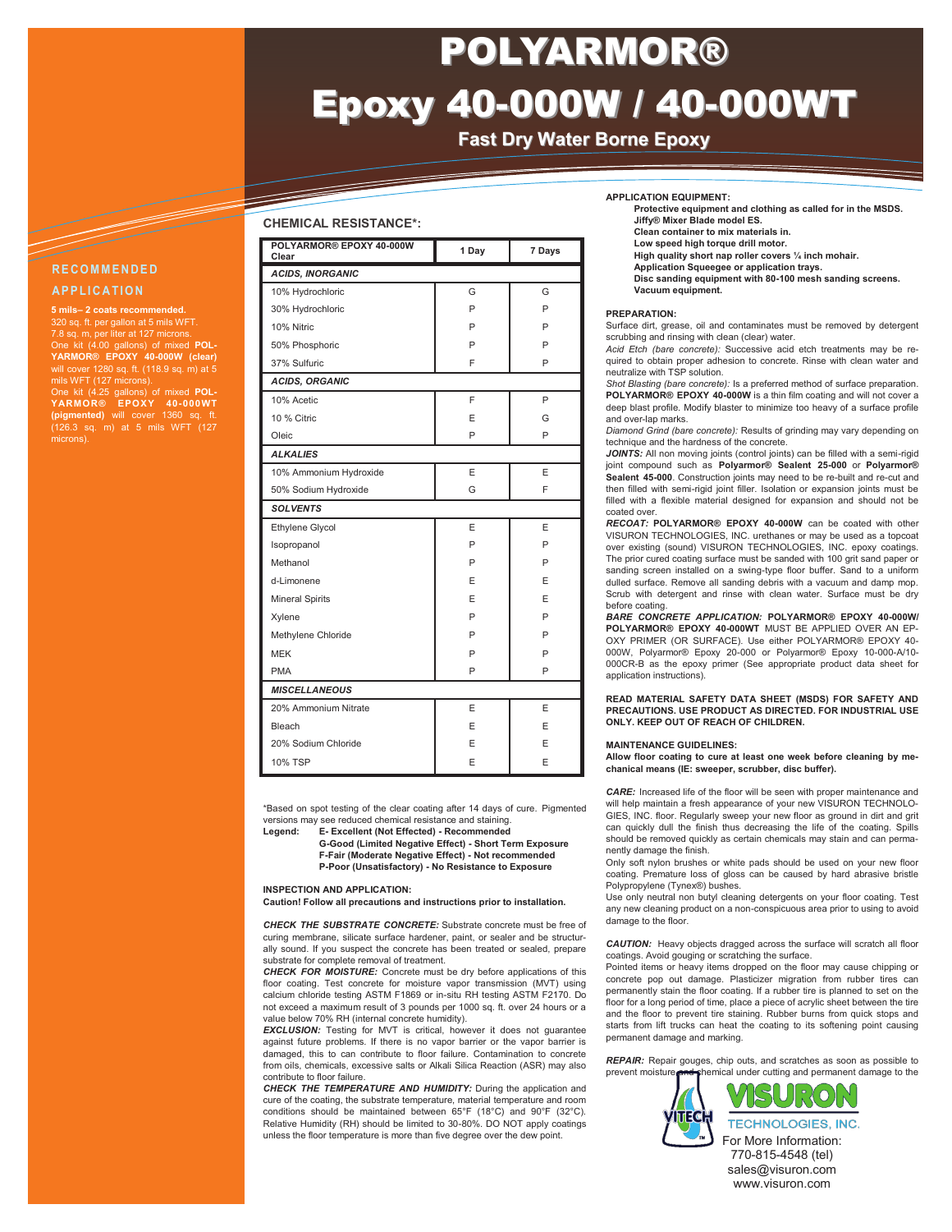# POLYARMOR®

# Epoxy 40-000W / 40-000WT

## Fast Dry Water Borne Epoxy

### RECOMMENDED APPLICATION

**5 mils– 2 coats recommended.**
320 sq. ft. per gallon at 5 mils WFT.
7.8 sq. m, per liter at 127 microns.
One kit (4.00 gallons) of mixed **POLYARMOR® EPOXY 40-000W (clear)** will cover 1280 sq. ft. (118.9 sq. m) at 5 mils WFT (127 microns).
One kit (4.25 gallons) of mixed **POLYARMOR® EPOXY 40-000WT (pigmented)** will cover 1360 sq. ft. (126.3 sq. m) at 5 mils WFT (127 microns).

### CHEMICAL RESISTANCE*:

| POLYARMOR® EPOXY 40-000W Clear | 1 Day | 7 Days |
|---|---|---|
| ***ACIDS, INORGANIC*** | | |
| 10% Hydrochloric | G | G |
| 30% Hydrochloric | P | P |
| 10% Nitric | P | P |
| 50% Phosphoric | P | P |
| 37% Sulfuric | F | P |
| ***ACIDS, ORGANIC*** | | |
| 10% Acetic | F | P |
| 10 % Citric | E | G |
| Oleic | P | P |
| ***ALKALIES*** | | |
| 10% Ammonium Hydroxide | E | E |
| 50% Sodium Hydroxide | G | F |
| ***SOLVENTS*** | | |
| Ethylene Glycol | E | E |
| Isopropanol | P | P |
| Methanol | P | P |
| d-Limonene | E | E |
| Mineral Spirits | E | E |
| Xylene | P | P |
| Methylene Chloride | P | P |
| MEK | P | P |
| PMA | P | P |
| ***MISCELLANEOUS*** | | |
| 20% Ammonium Nitrate | E | E |
| Bleach | E | E |
| 20% Sodium Chloride | E | E |
| 10% TSP | E | E |

*Based on spot testing of the clear coating after 14 days of cure. Pigmented versions may see reduced chemical resistance and staining.

**Legend:** **E- Excellent (Not Effected) - Recommended**
**G-Good (Limited Negative Effect) - Short Term Exposure**
**F-Fair (Moderate Negative Effect) - Not recommended**
**P-Poor (Unsatisfactory) - No Resistance to Exposure**

**INSPECTION AND APPLICATION:**
**Caution! Follow all precautions and instructions prior to installation.**

***CHECK THE SUBSTRATE CONCRETE:*** Substrate concrete must be free of curing membrane, silicate surface hardener, paint, or sealer and be structurally sound. If you suspect the concrete has been treated or sealed, prepare substrate for complete removal of treatment.

***CHECK FOR MOISTURE:*** Concrete must be dry before applications of this floor coating. Test concrete for moisture vapor transmission (MVT) using calcium chloride testing ASTM F1869 or in-situ RH testing ASTM F2170. Do not exceed a maximum result of 3 pounds per 1000 sq. ft. over 24 hours or a value below 70% RH (internal concrete humidity).

***EXCLUSION:*** Testing for MVT is critical, however it does not guarantee against future problems. If there is no vapor barrier or the vapor barrier is damaged, this to can contribute to floor failure. Contamination to concrete from oils, chemicals, excessive salts or Alkali Silica Reaction (ASR) may also contribute to floor failure.

***CHECK THE TEMPERATURE AND HUMIDITY:*** During the application and cure of the coating, the substrate temperature, material temperature and room conditions should be maintained between 65°F (18°C) and 90°F (32°C). Relative Humidity (RH) should be limited to 30-80%. DO NOT apply coatings unless the floor temperature is more than five degree over the dew point.

**APPLICATION EQUIPMENT:**

- **Protective equipment and clothing as called for in the MSDS.**
- **Jiffy® Mixer Blade model ES.**
- **Clean container to mix materials in.**
- **Low speed high torque drill motor.**
- **High quality short nap roller covers ¼ inch mohair.**
- **Application Squeegee or application trays.**
- **Disc sanding equipment with 80-100 mesh sanding screens.**
- **Vacuum equipment.**

**PREPARATION:**
Surface dirt, grease, oil and contaminates must be removed by detergent scrubbing and rinsing with clean (clear) water.

*Acid Etch (bare concrete):* Successive acid etch treatments may be required to obtain proper adhesion to concrete. Rinse with clean water and neutralize with TSP solution.

*Shot Blasting (bare concrete):* Is a preferred method of surface preparation. **POLYARMOR® EPOXY 40-000W** is a thin film coating and will not cover a deep blast profile. Modify blaster to minimize too heavy of a surface profile and over-lap marks.

*Diamond Grind (bare concrete):* Results of grinding may vary depending on technique and the hardness of the concrete.

***JOINTS:*** All non moving joints (control joints) can be filled with a semi-rigid joint compound such as **Polyarmor® Sealent 25-000** or **Polyarmor® Sealent 45-000**. Construction joints may need to be re-built and re-cut and then filled with semi-rigid joint filler. Isolation or expansion joints must be filled with a flexible material designed for expansion and should not be coated over.

***RECOAT:*** **POLYARMOR® EPOXY 40-000W** can be coated with other VISURON TECHNOLOGIES, INC. urethanes or may be used as a topcoat over existing (sound) VISURON TECHNOLOGIES, INC. epoxy coatings. The prior cured coating surface must be sanded with 100 grit sand paper or sanding screen installed on a swing-type floor buffer. Sand to a uniform dulled surface. Remove all sanding debris with a vacuum and damp mop. Scrub with detergent and rinse with clean water. Surface must be dry before coating.

***BARE CONCRETE APPLICATION:*** **POLYARMOR® EPOXY 40-000W/ POLYARMOR® EPOXY 40-000WT** MUST BE APPLIED OVER AN EPOXY PRIMER (OR SURFACE). Use either POLYARMOR® EPOXY 40-000W, Polyarmor® Epoxy 20-000 or Polyarmor® Epoxy 10-000-A/10-000CR-B as the epoxy primer (See appropriate product data sheet for application instructions).

**READ MATERIAL SAFETY DATA SHEET (MSDS) FOR SAFETY AND PRECAUTIONS. USE PRODUCT AS DIRECTED. FOR INDUSTRIAL USE ONLY. KEEP OUT OF REACH OF CHILDREN.**

**MAINTENANCE GUIDELINES:**
**Allow floor coating to cure at least one week before cleaning by mechanical means (IE: sweeper, scrubber, disc buffer).**

***CARE:*** Increased life of the floor will be seen with proper maintenance and will help maintain a fresh appearance of your new VISURON TECHNOLOGIES, INC. floor. Regularly sweep your new floor as ground in dirt and grit can quickly dull the finish thus decreasing the life of the coating. Spills should be removed quickly as certain chemicals may stain and can permanently damage the finish.

Only soft nylon brushes or white pads should be used on your new floor coating. Premature loss of gloss can be caused by hard abrasive bristle Polypropylene (Tynex®) bushes.

Use only neutral non butyl cleaning detergents on your floor coating. Test any new cleaning product on a non-conspicuous area prior to using to avoid damage to the floor.

***CAUTION:*** Heavy objects dragged across the surface will scratch all floor coatings. Avoid gouging or scratching the surface.

Pointed items or heavy items dropped on the floor may cause chipping or concrete pop out damage. Plasticizer migration from rubber tires can permanently stain the floor coating. If a rubber tire is planned to set on the floor for a long period of time, place a piece of acrylic sheet between the tire and the floor to prevent tire staining. Rubber burns from quick stops and starts from lift trucks can heat the coating to its softening point causing permanent damage and marking.

***REPAIR:*** Repair gouges, chip outs, and scratches as soon as possible to prevent moisture and chemical under cutting and permanent damage to the

VISURON TECHNOLOGIES, INC.
For More Information:
770-815-4548 (tel)
sales@visuron.com
www.visuron.com